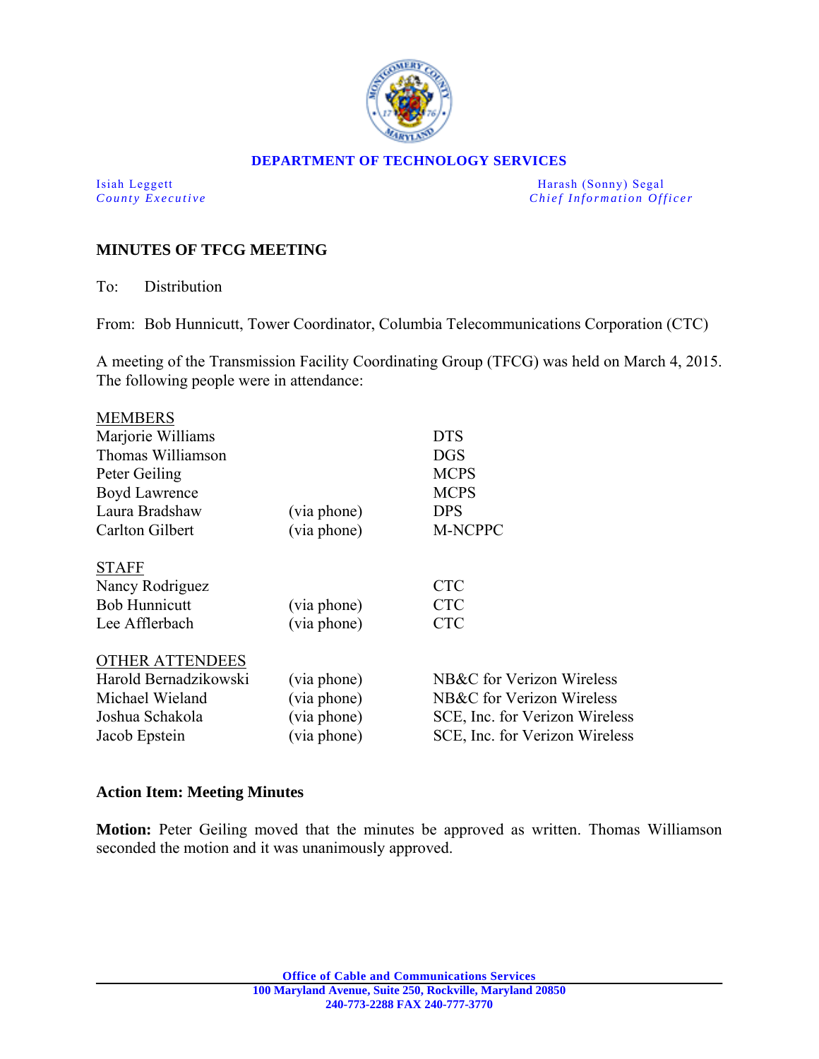**DEPARTMENT OF TECHNOLOGY SERVICES**

Isiah Leggett
*County Executive*

Harash (Sonny) Segal
*Chief Information Officer*

## MINUTES OF TFCG MEETING

To: Distribution

From: Bob Hunnicutt, Tower Coordinator, Columbia Telecommunications Corporation (CTC)

A meeting of the Transmission Facility Coordinating Group (TFCG) was held on March 4, 2015. The following people were in attendance:

| | | |
|---|---|---|
| MEMBERS | | |
| Marjorie Williams | | DTS |
| Thomas Williamson | | DGS |
| Peter Geiling | | MCPS |
| Boyd Lawrence | | MCPS |
| Laura Bradshaw | (via phone) | DPS |
| Carlton Gilbert | (via phone) | M-NCPPC |
| STAFF | | |
| Nancy Rodriguez | | CTC |
| Bob Hunnicutt | (via phone) | CTC |
| Lee Afflerbach | (via phone) | CTC |
| OTHER ATTENDEES | | |
| Harold Bernadzikowski | (via phone) | NB&C for Verizon Wireless |
| Michael Wieland | (via phone) | NB&C for Verizon Wireless |
| Joshua Schakola | (via phone) | SCE, Inc. for Verizon Wireless |
| Jacob Epstein | (via phone) | SCE, Inc. for Verizon Wireless |

### Action Item: Meeting Minutes

**Motion:** Peter Geiling moved that the minutes be approved as written. Thomas Williamson seconded the motion and it was unanimously approved.

**Office of Cable and Communications Services**
**100 Maryland Avenue, Suite 250, Rockville, Maryland 20850**
**240-773-2288 FAX 240-777-3770**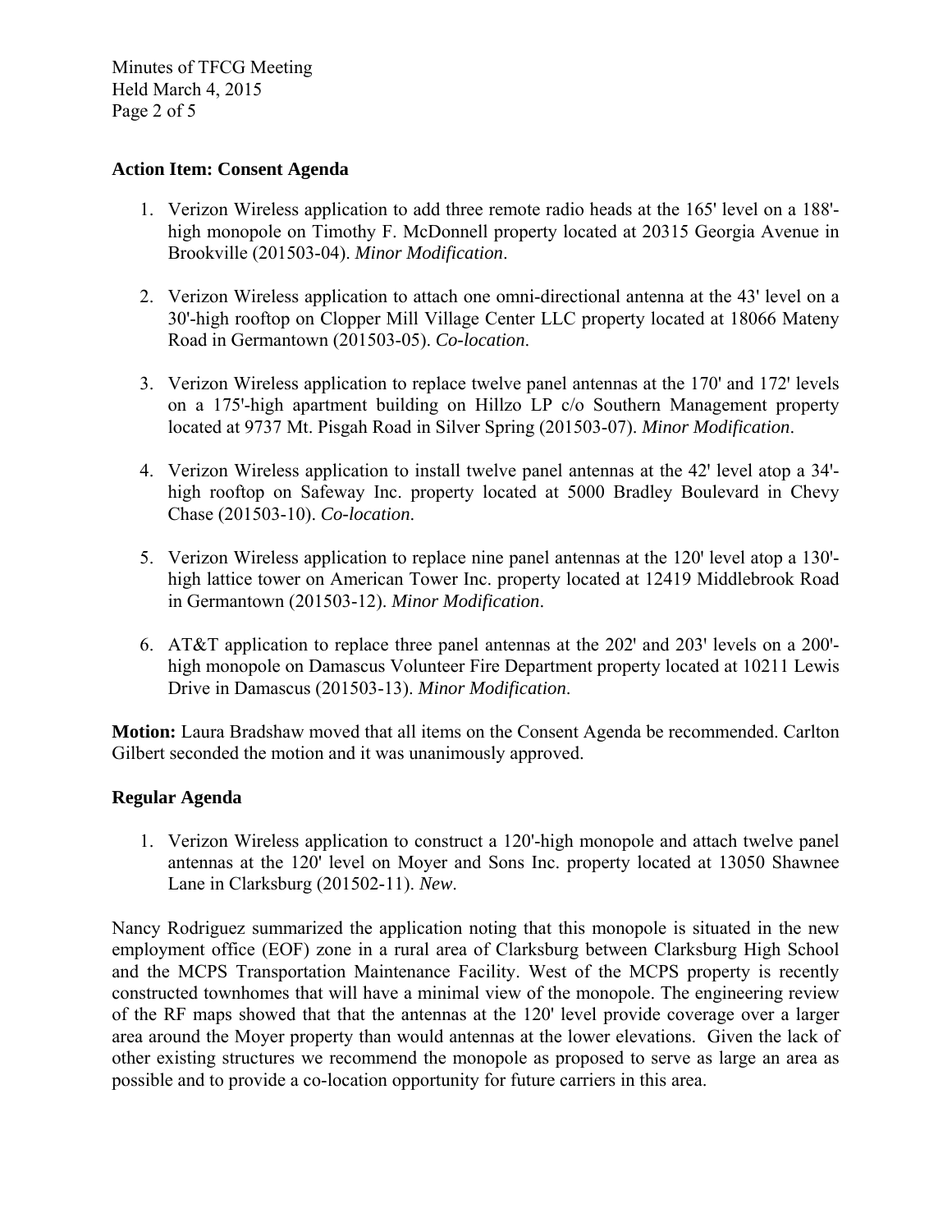**Action Item: Consent Agenda**

1. Verizon Wireless application to add three remote radio heads at the 165' level on a 188'-high monopole on Timothy F. McDonnell property located at 20315 Georgia Avenue in Brookville (201503-04). *Minor Modification*.

2. Verizon Wireless application to attach one omni-directional antenna at the 43' level on a 30'-high rooftop on Clopper Mill Village Center LLC property located at 18066 Mateny Road in Germantown (201503-05). *Co-location*.

3. Verizon Wireless application to replace twelve panel antennas at the 170' and 172' levels on a 175'-high apartment building on Hillzo LP c/o Southern Management property located at 9737 Mt. Pisgah Road in Silver Spring (201503-07). *Minor Modification*.

4. Verizon Wireless application to install twelve panel antennas at the 42' level atop a 34'-high rooftop on Safeway Inc. property located at 5000 Bradley Boulevard in Chevy Chase (201503-10). *Co-location*.

5. Verizon Wireless application to replace nine panel antennas at the 120' level atop a 130'-high lattice tower on American Tower Inc. property located at 12419 Middlebrook Road in Germantown (201503-12). *Minor Modification*.

6. AT&T application to replace three panel antennas at the 202' and 203' levels on a 200'-high monopole on Damascus Volunteer Fire Department property located at 10211 Lewis Drive in Damascus (201503-13). *Minor Modification*.

**Motion:** Laura Bradshaw moved that all items on the Consent Agenda be recommended. Carlton Gilbert seconded the motion and it was unanimously approved.

**Regular Agenda**

1. Verizon Wireless application to construct a 120'-high monopole and attach twelve panel antennas at the 120' level on Moyer and Sons Inc. property located at 13050 Shawnee Lane in Clarksburg (201502-11). *New*.

Nancy Rodriguez summarized the application noting that this monopole is situated in the new employment office (EOF) zone in a rural area of Clarksburg between Clarksburg High School and the MCPS Transportation Maintenance Facility. West of the MCPS property is recently constructed townhomes that will have a minimal view of the monopole. The engineering review of the RF maps showed that that the antennas at the 120' level provide coverage over a larger area around the Moyer property than would antennas at the lower elevations. Given the lack of other existing structures we recommend the monopole as proposed to serve as large an area as possible and to provide a co-location opportunity for future carriers in this area.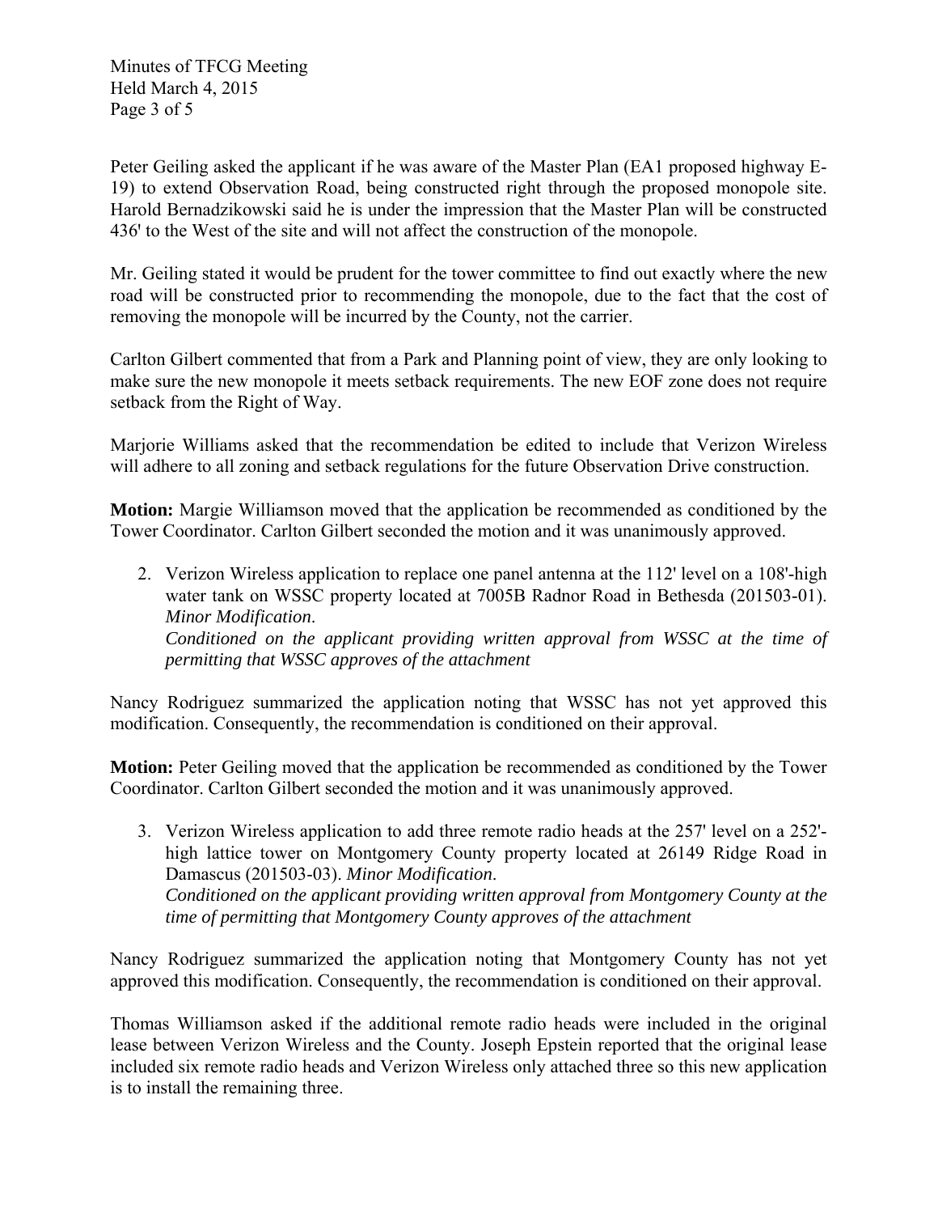Peter Geiling asked the applicant if he was aware of the Master Plan (EA1 proposed highway E-19) to extend Observation Road, being constructed right through the proposed monopole site. Harold Bernadzikowski said he is under the impression that the Master Plan will be constructed 436' to the West of the site and will not affect the construction of the monopole.

Mr. Geiling stated it would be prudent for the tower committee to find out exactly where the new road will be constructed prior to recommending the monopole, due to the fact that the cost of removing the monopole will be incurred by the County, not the carrier.

Carlton Gilbert commented that from a Park and Planning point of view, they are only looking to make sure the new monopole it meets setback requirements. The new EOF zone does not require setback from the Right of Way.

Marjorie Williams asked that the recommendation be edited to include that Verizon Wireless will adhere to all zoning and setback regulations for the future Observation Drive construction.

**Motion:** Margie Williamson moved that the application be recommended as conditioned by the Tower Coordinator. Carlton Gilbert seconded the motion and it was unanimously approved.

2. Verizon Wireless application to replace one panel antenna at the 112' level on a 108'-high water tank on WSSC property located at 7005B Radnor Road in Bethesda (201503-01). *Minor Modification*.
   *Conditioned on the applicant providing written approval from WSSC at the time of permitting that WSSC approves of the attachment*

Nancy Rodriguez summarized the application noting that WSSC has not yet approved this modification. Consequently, the recommendation is conditioned on their approval.

**Motion:** Peter Geiling moved that the application be recommended as conditioned by the Tower Coordinator. Carlton Gilbert seconded the motion and it was unanimously approved.

3. Verizon Wireless application to add three remote radio heads at the 257' level on a 252'-high lattice tower on Montgomery County property located at 26149 Ridge Road in Damascus (201503-03). *Minor Modification*.
   *Conditioned on the applicant providing written approval from Montgomery County at the time of permitting that Montgomery County approves of the attachment*

Nancy Rodriguez summarized the application noting that Montgomery County has not yet approved this modification. Consequently, the recommendation is conditioned on their approval.

Thomas Williamson asked if the additional remote radio heads were included in the original lease between Verizon Wireless and the County. Joseph Epstein reported that the original lease included six remote radio heads and Verizon Wireless only attached three so this new application is to install the remaining three.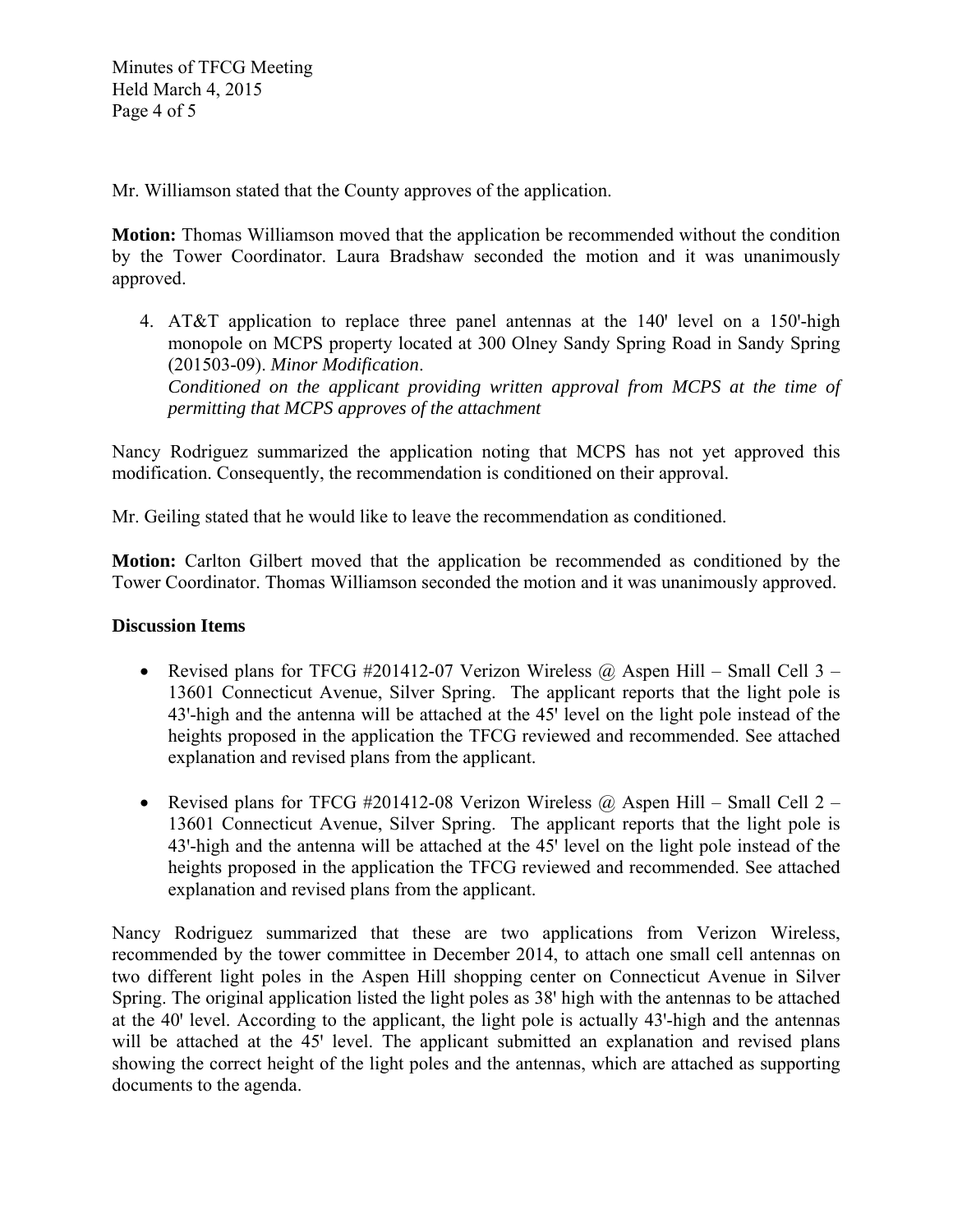Mr. Williamson stated that the County approves of the application.

**Motion:** Thomas Williamson moved that the application be recommended without the condition by the Tower Coordinator. Laura Bradshaw seconded the motion and it was unanimously approved.

4. AT&T application to replace three panel antennas at the 140' level on a 150'-high monopole on MCPS property located at 300 Olney Sandy Spring Road in Sandy Spring (201503-09). *Minor Modification*.
   *Conditioned on the applicant providing written approval from MCPS at the time of permitting that MCPS approves of the attachment*

Nancy Rodriguez summarized the application noting that MCPS has not yet approved this modification. Consequently, the recommendation is conditioned on their approval.

Mr. Geiling stated that he would like to leave the recommendation as conditioned.

**Motion:** Carlton Gilbert moved that the application be recommended as conditioned by the Tower Coordinator. Thomas Williamson seconded the motion and it was unanimously approved.

**Discussion Items**

- Revised plans for TFCG #201412-07 Verizon Wireless @ Aspen Hill – Small Cell 3 – 13601 Connecticut Avenue, Silver Spring. The applicant reports that the light pole is 43'-high and the antenna will be attached at the 45' level on the light pole instead of the heights proposed in the application the TFCG reviewed and recommended. See attached explanation and revised plans from the applicant.

- Revised plans for TFCG #201412-08 Verizon Wireless @ Aspen Hill – Small Cell 2 – 13601 Connecticut Avenue, Silver Spring. The applicant reports that the light pole is 43'-high and the antenna will be attached at the 45' level on the light pole instead of the heights proposed in the application the TFCG reviewed and recommended. See attached explanation and revised plans from the applicant.

Nancy Rodriguez summarized that these are two applications from Verizon Wireless, recommended by the tower committee in December 2014, to attach one small cell antennas on two different light poles in the Aspen Hill shopping center on Connecticut Avenue in Silver Spring. The original application listed the light poles as 38' high with the antennas to be attached at the 40' level. According to the applicant, the light pole is actually 43'-high and the antennas will be attached at the 45' level. The applicant submitted an explanation and revised plans showing the correct height of the light poles and the antennas, which are attached as supporting documents to the agenda.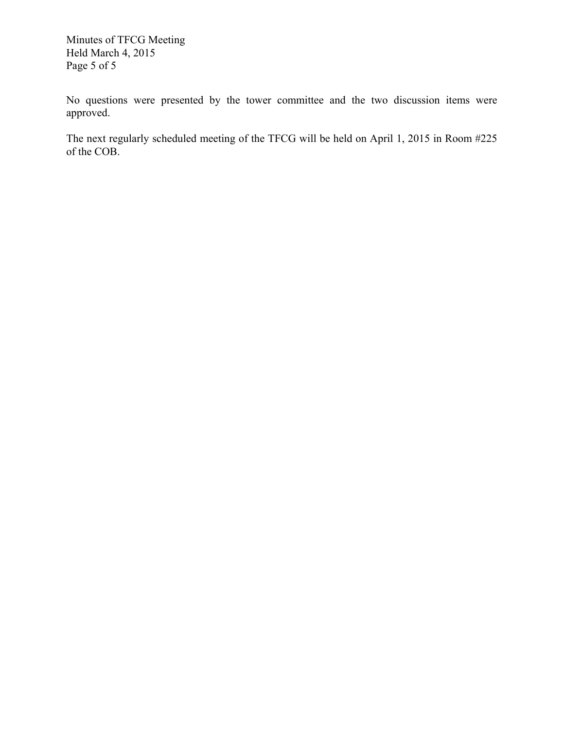No questions were presented by the tower committee and the two discussion items were approved.

The next regularly scheduled meeting of the TFCG will be held on April 1, 2015 in Room #225 of the COB.